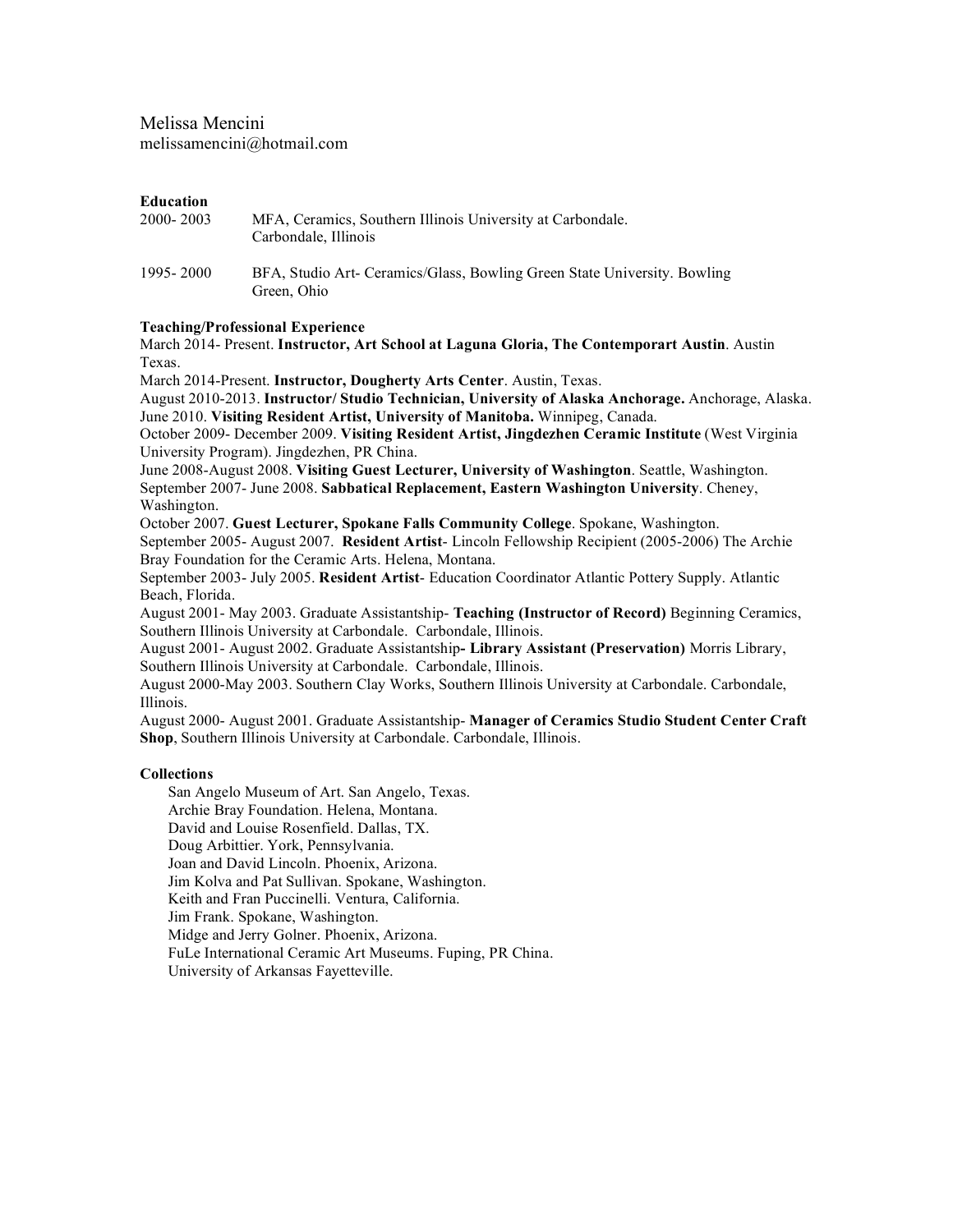Melissa Mencini
melissamencini@hotmail.com

**Education**

2000- 2003 MFA, Ceramics, Southern Illinois University at Carbondale. Carbondale, Illinois

1995- 2000 BFA, Studio Art- Ceramics/Glass, Bowling Green State University. Bowling Green, Ohio

**Teaching/Professional Experience**

March 2014- Present. **Instructor, Art School at Laguna Gloria, The Contemporart Austin**. Austin Texas.
March 2014-Present. **Instructor, Dougherty Arts Center**. Austin, Texas.
August 2010-2013. **Instructor/ Studio Technician, University of Alaska Anchorage.** Anchorage, Alaska.
June 2010. **Visiting Resident Artist, University of Manitoba.** Winnipeg, Canada.
October 2009- December 2009. **Visiting Resident Artist, Jingdezhen Ceramic Institute** (West Virginia University Program). Jingdezhen, PR China.
June 2008-August 2008. **Visiting Guest Lecturer, University of Washington**. Seattle, Washington.
September 2007- June 2008. **Sabbatical Replacement, Eastern Washington University**. Cheney, Washington.
October 2007. **Guest Lecturer, Spokane Falls Community College**. Spokane, Washington.
September 2005- August 2007. **Resident Artist**- Lincoln Fellowship Recipient (2005-2006) The Archie Bray Foundation for the Ceramic Arts. Helena, Montana.
September 2003- July 2005. **Resident Artist**- Education Coordinator Atlantic Pottery Supply. Atlantic Beach, Florida.
August 2001- May 2003. Graduate Assistantship- **Teaching (Instructor of Record)** Beginning Ceramics, Southern Illinois University at Carbondale. Carbondale, Illinois.
August 2001- August 2002. Graduate Assistantship**- Library Assistant (Preservation)** Morris Library, Southern Illinois University at Carbondale. Carbondale, Illinois.
August 2000-May 2003. Southern Clay Works, Southern Illinois University at Carbondale. Carbondale, Illinois.
August 2000- August 2001. Graduate Assistantship- **Manager of Ceramics Studio Student Center Craft Shop**, Southern Illinois University at Carbondale. Carbondale, Illinois.

**Collections**

San Angelo Museum of Art. San Angelo, Texas.
Archie Bray Foundation. Helena, Montana.
David and Louise Rosenfield. Dallas, TX.
Doug Arbittier. York, Pennsylvania.
Joan and David Lincoln. Phoenix, Arizona.
Jim Kolva and Pat Sullivan. Spokane, Washington.
Keith and Fran Puccinelli. Ventura, California.
Jim Frank. Spokane, Washington.
Midge and Jerry Golner. Phoenix, Arizona.
FuLe International Ceramic Art Museums. Fuping, PR China.
University of Arkansas Fayetteville.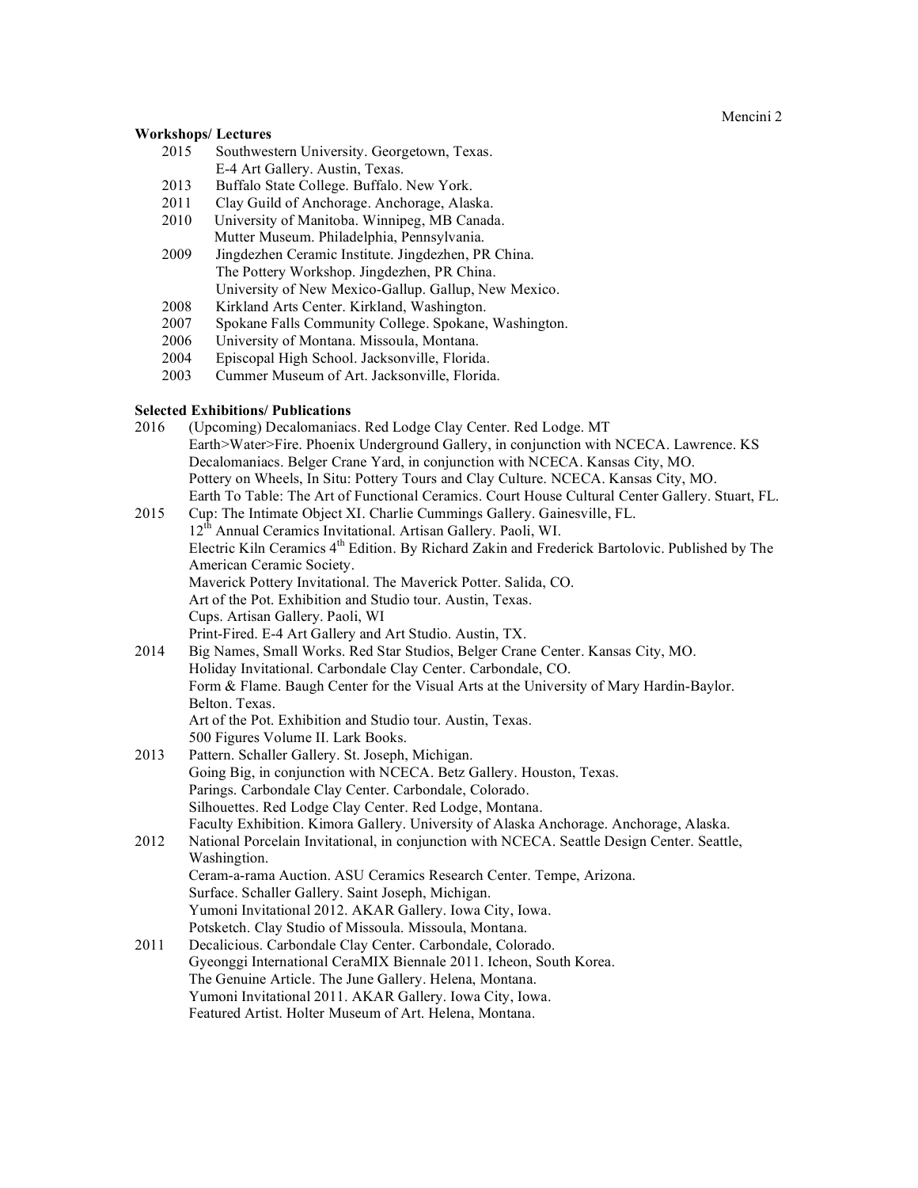**Workshops/ Lectures**

2015 Southwestern University. Georgetown, Texas.
E-4 Art Gallery. Austin, Texas.

2013 Buffalo State College. Buffalo. New York.

2011 Clay Guild of Anchorage. Anchorage, Alaska.

2010 University of Manitoba. Winnipeg, MB Canada.
Mutter Museum. Philadelphia, Pennsylvania.

2009 Jingdezhen Ceramic Institute. Jingdezhen, PR China.
The Pottery Workshop. Jingdezhen, PR China.
University of New Mexico-Gallup. Gallup, New Mexico.

2008 Kirkland Arts Center. Kirkland, Washington.

2007 Spokane Falls Community College. Spokane, Washington.

2006 University of Montana. Missoula, Montana.

2004 Episcopal High School. Jacksonville, Florida.

2003 Cummer Museum of Art. Jacksonville, Florida.

**Selected Exhibitions/ Publications**

2016 (Upcoming) Decalomaniacs. Red Lodge Clay Center. Red Lodge. MT
Earth>Water>Fire. Phoenix Underground Gallery, in conjunction with NCECA. Lawrence. KS
Decalomaniacs. Belger Crane Yard, in conjunction with NCECA. Kansas City, MO.
Pottery on Wheels, In Situ: Pottery Tours and Clay Culture. NCECA. Kansas City, MO.
Earth To Table: The Art of Functional Ceramics. Court House Cultural Center Gallery. Stuart, FL.

2015 Cup: The Intimate Object XI. Charlie Cummings Gallery. Gainesville, FL.
12th Annual Ceramics Invitational. Artisan Gallery. Paoli, WI.
Electric Kiln Ceramics 4th Edition. By Richard Zakin and Frederick Bartolovic. Published by The American Ceramic Society.
Maverick Pottery Invitational. The Maverick Potter. Salida, CO.
Art of the Pot. Exhibition and Studio tour. Austin, Texas.
Cups. Artisan Gallery. Paoli, WI
Print-Fired. E-4 Art Gallery and Art Studio. Austin, TX.

2014 Big Names, Small Works. Red Star Studios, Belger Crane Center. Kansas City, MO.
Holiday Invitational. Carbondale Clay Center. Carbondale, CO.
Form & Flame. Baugh Center for the Visual Arts at the University of Mary Hardin-Baylor. Belton. Texas.
Art of the Pot. Exhibition and Studio tour. Austin, Texas.
500 Figures Volume II. Lark Books.

2013 Pattern. Schaller Gallery. St. Joseph, Michigan.
Going Big, in conjunction with NCECA. Betz Gallery. Houston, Texas.
Parings. Carbondale Clay Center. Carbondale, Colorado.
Silhouettes. Red Lodge Clay Center. Red Lodge, Montana.
Faculty Exhibition. Kimora Gallery. University of Alaska Anchorage. Anchorage, Alaska.

2012 National Porcelain Invitational, in conjunction with NCECA. Seattle Design Center. Seattle, Washingtion.
Ceram-a-rama Auction. ASU Ceramics Research Center. Tempe, Arizona.
Surface. Schaller Gallery. Saint Joseph, Michigan.
Yumoni Invitational 2012. AKAR Gallery. Iowa City, Iowa.
Potsketch. Clay Studio of Missoula. Missoula, Montana.

2011 Decalicious. Carbondale Clay Center. Carbondale, Colorado.
Gyeonggi International CeraMIX Biennale 2011. Icheon, South Korea.
The Genuine Article. The June Gallery. Helena, Montana.
Yumoni Invitational 2011. AKAR Gallery. Iowa City, Iowa.
Featured Artist. Holter Museum of Art. Helena, Montana.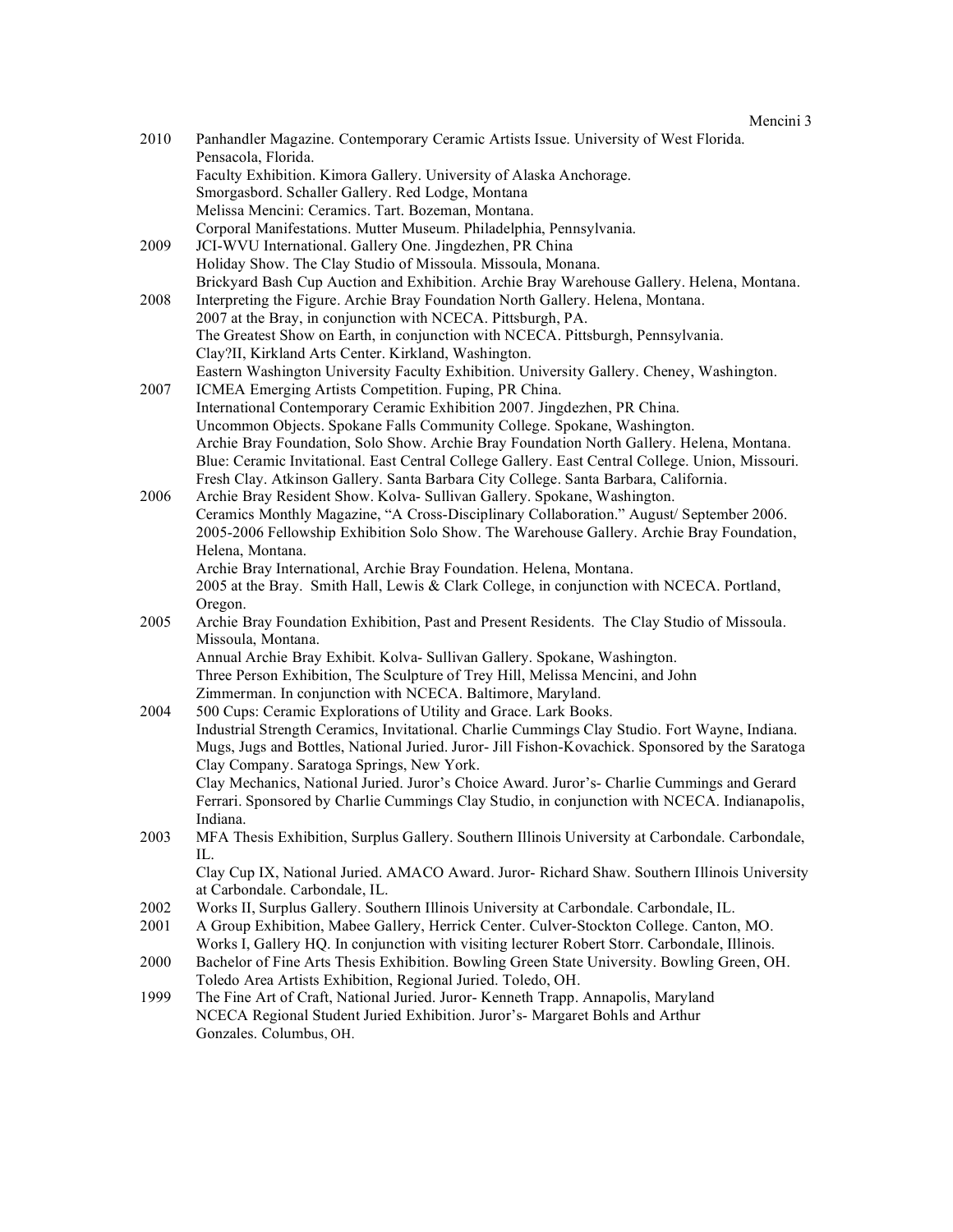2010 Panhandler Magazine. Contemporary Ceramic Artists Issue. University of West Florida. Pensacola, Florida.
Faculty Exhibition. Kimora Gallery. University of Alaska Anchorage.
Smorgasbord. Schaller Gallery. Red Lodge, Montana
Melissa Mencini: Ceramics. Tart. Bozeman, Montana.
Corporal Manifestations. Mutter Museum. Philadelphia, Pennsylvania.

2009 JCI-WVU International. Gallery One. Jingdezhen, PR China
Holiday Show. The Clay Studio of Missoula. Missoula, Monana.
Brickyard Bash Cup Auction and Exhibition. Archie Bray Warehouse Gallery. Helena, Montana.

2008 Interpreting the Figure. Archie Bray Foundation North Gallery. Helena, Montana.
2007 at the Bray, in conjunction with NCECA. Pittsburgh, PA.
The Greatest Show on Earth, in conjunction with NCECA. Pittsburgh, Pennsylvania.
Clay?II, Kirkland Arts Center. Kirkland, Washington.
Eastern Washington University Faculty Exhibition. University Gallery. Cheney, Washington.

2007 ICMEA Emerging Artists Competition. Fuping, PR China.
International Contemporary Ceramic Exhibition 2007. Jingdezhen, PR China.
Uncommon Objects. Spokane Falls Community College. Spokane, Washington.
Archie Bray Foundation, Solo Show. Archie Bray Foundation North Gallery. Helena, Montana.
Blue: Ceramic Invitational. East Central College Gallery. East Central College. Union, Missouri.
Fresh Clay. Atkinson Gallery. Santa Barbara City College. Santa Barbara, California.

2006 Archie Bray Resident Show. Kolva- Sullivan Gallery. Spokane, Washington.
Ceramics Monthly Magazine, "A Cross-Disciplinary Collaboration." August/ September 2006.
2005-2006 Fellowship Exhibition Solo Show. The Warehouse Gallery. Archie Bray Foundation, Helena, Montana.
Archie Bray International, Archie Bray Foundation. Helena, Montana.
2005 at the Bray. Smith Hall, Lewis & Clark College, in conjunction with NCECA. Portland, Oregon.

2005 Archie Bray Foundation Exhibition, Past and Present Residents. The Clay Studio of Missoula. Missoula, Montana.
Annual Archie Bray Exhibit. Kolva- Sullivan Gallery. Spokane, Washington.
Three Person Exhibition, The Sculpture of Trey Hill, Melissa Mencini, and John Zimmerman. In conjunction with NCECA. Baltimore, Maryland.

2004 500 Cups: Ceramic Explorations of Utility and Grace. Lark Books.
Industrial Strength Ceramics, Invitational. Charlie Cummings Clay Studio. Fort Wayne, Indiana.
Mugs, Jugs and Bottles, National Juried. Juror- Jill Fishon-Kovachick. Sponsored by the Saratoga Clay Company. Saratoga Springs, New York.
Clay Mechanics, National Juried. Juror's Choice Award. Juror's- Charlie Cummings and Gerard Ferrari. Sponsored by Charlie Cummings Clay Studio, in conjunction with NCECA. Indianapolis, Indiana.

2003 MFA Thesis Exhibition, Surplus Gallery. Southern Illinois University at Carbondale. Carbondale, IL.
Clay Cup IX, National Juried. AMACO Award. Juror- Richard Shaw. Southern Illinois University at Carbondale. Carbondale, IL.

2002 Works II, Surplus Gallery. Southern Illinois University at Carbondale. Carbondale, IL.

2001 A Group Exhibition, Mabee Gallery, Herrick Center. Culver-Stockton College. Canton, MO.
Works I, Gallery HQ. In conjunction with visiting lecturer Robert Storr. Carbondale, Illinois.

2000 Bachelor of Fine Arts Thesis Exhibition. Bowling Green State University. Bowling Green, OH.
Toledo Area Artists Exhibition, Regional Juried. Toledo, OH.

1999 The Fine Art of Craft, National Juried. Juror- Kenneth Trapp. Annapolis, Maryland
NCECA Regional Student Juried Exhibition. Juror's- Margaret Bohls and Arthur Gonzales. Columbus, OH.